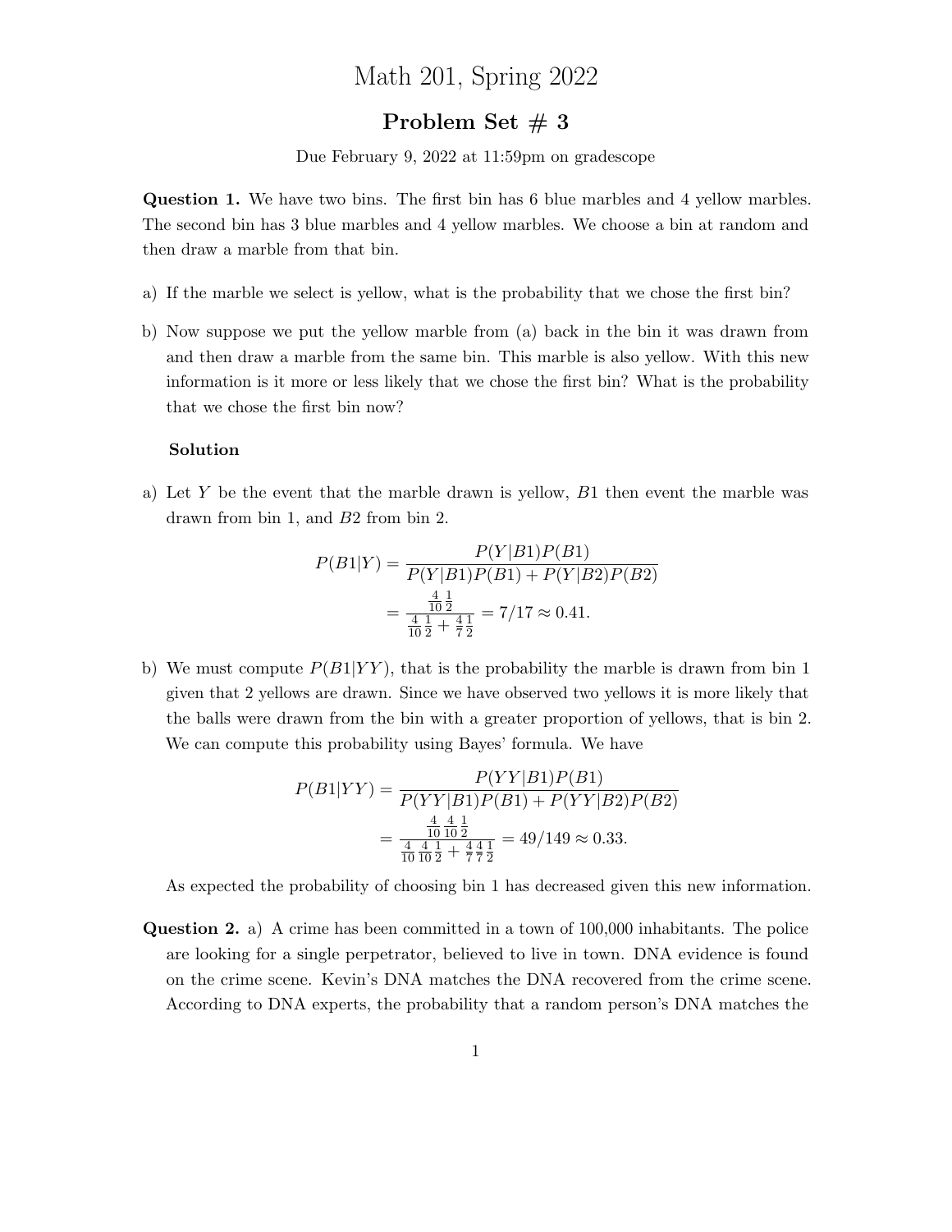# Math 201, Spring 2022

## Problem Set # 3

Due February 9, 2022 at 11:59pm on gradescope

**Question 1.** We have two bins. The first bin has 6 blue marbles and 4 yellow marbles. The second bin has 3 blue marbles and 4 yellow marbles. We choose a bin at random and then draw a marble from that bin.

a) If the marble we select is yellow, what is the probability that we chose the first bin?

b) Now suppose we put the yellow marble from (a) back in the bin it was drawn from and then draw a marble from the same bin. This marble is also yellow. With this new information is it more or less likely that we chose the first bin? What is the probability that we chose the first bin now?

**Solution**

a) Let $Y$ be the event that the marble drawn is yellow, $B1$ then event the marble was drawn from bin 1, and $B2$ from bin 2.

$$
\begin{aligned}
P(B1|Y) &= \frac{P(Y|B1)P(B1)}{P(Y|B1)P(B1) + P(Y|B2)P(B2)} \\
&= \frac{\frac{4}{10}\frac{1}{2}}{\frac{4}{10}\frac{1}{2} + \frac{4}{7}\frac{1}{2}} = 7/17 \approx 0.41.
\end{aligned}
$$

b) We must compute $P(B1|YY)$, that is the probability the marble is drawn from bin 1 given that 2 yellows are drawn. Since we have observed two yellows it is more likely that the balls were drawn from the bin with a greater proportion of yellows, that is bin 2. We can compute this probability using Bayes' formula. We have

$$
\begin{aligned}
P(B1|YY) &= \frac{P(YY|B1)P(B1)}{P(YY|B1)P(B1) + P(YY|B2)P(B2)} \\
&= \frac{\frac{4}{10}\frac{4}{10}\frac{1}{2}}{\frac{4}{10}\frac{4}{10}\frac{1}{2} + \frac{4}{7}\frac{4}{7}\frac{1}{2}} = 49/149 \approx 0.33.
\end{aligned}
$$

As expected the probability of choosing bin 1 has decreased given this new information.

**Question 2.** a) A crime has been committed in a town of 100,000 inhabitants. The police are looking for a single perpetrator, believed to live in town. DNA evidence is found on the crime scene. Kevin's DNA matches the DNA recovered from the crime scene. According to DNA experts, the probability that a random person's DNA matches the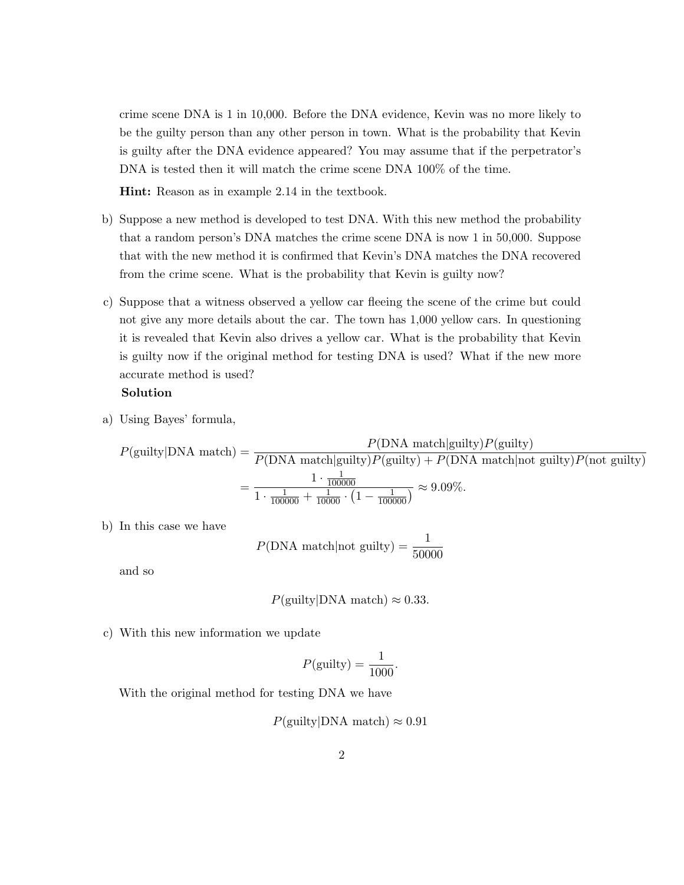crime scene DNA is 1 in 10,000. Before the DNA evidence, Kevin was no more likely to be the guilty person than any other person in town. What is the probability that Kevin is guilty after the DNA evidence appeared? You may assume that if the perpetrator's DNA is tested then it will match the crime scene DNA 100% of the time.

**Hint:** Reason as in example 2.14 in the textbook.

b) Suppose a new method is developed to test DNA. With this new method the probability that a random person's DNA matches the crime scene DNA is now 1 in 50,000. Suppose that with the new method it is confirmed that Kevin's DNA matches the DNA recovered from the crime scene. What is the probability that Kevin is guilty now?

c) Suppose that a witness observed a yellow car fleeing the scene of the crime but could not give any more details about the car. The town has 1,000 yellow cars. In questioning it is revealed that Kevin also drives a yellow car. What is the probability that Kevin is guilty now if the original method for testing DNA is used? What if the new more accurate method is used?

**Solution**

a) Using Bayes' formula,

$$
\begin{aligned}
P(\text{guilty}|\text{DNA match}) &= \frac{P(\text{DNA match}|\text{guilty})P(\text{guilty})}{P(\text{DNA match}|\text{guilty})P(\text{guilty}) + P(\text{DNA match}|\text{not guilty})P(\text{not guilty})} \\
&= \frac{1 \cdot \frac{1}{100000}}{1 \cdot \frac{1}{100000} + \frac{1}{10000} \cdot \left(1 - \frac{1}{100000}\right)} \approx 9.09\%.
\end{aligned}
$$

b) In this case we have

$$
P(\text{DNA match}|\text{not guilty}) = \frac{1}{50000}
$$

and so

$$
P(\text{guilty}|\text{DNA match}) \approx 0.33.
$$

c) With this new information we update

$$
P(\text{guilty}) = \frac{1}{1000}.
$$

With the original method for testing DNA we have

$$
P(\text{guilty}|\text{DNA match}) \approx 0.91
$$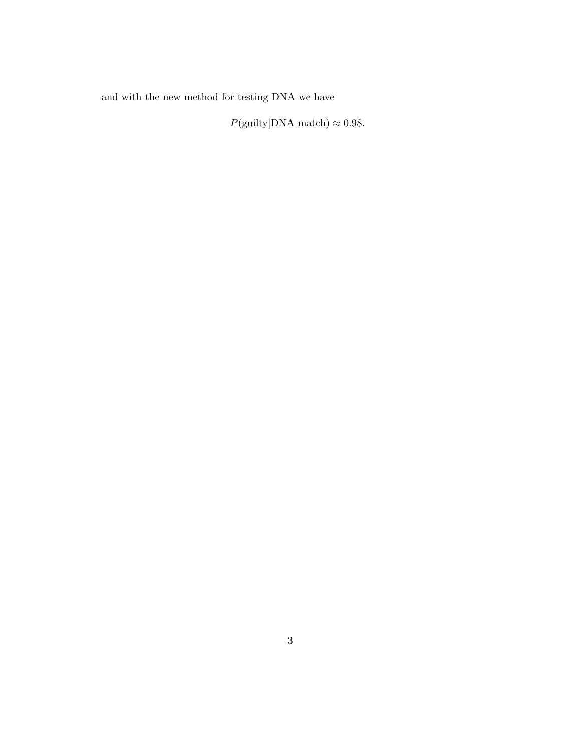and with the new method for testing DNA we have

$$P(\text{guilty}|\text{DNA match}) \approx 0.98.$$